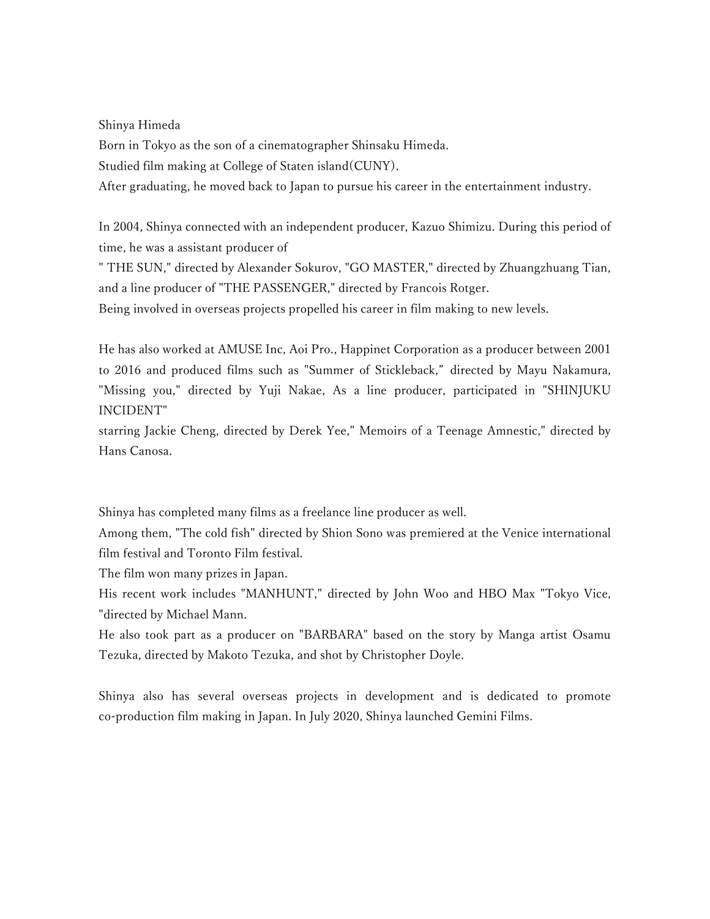Shinya Himeda

Born in Tokyo as the son of a cinematographer Shinsaku Himeda.

Studied film making at College of Staten island(CUNY).

After graduating, he moved back to Japan to pursue his career in the entertainment industry.

In 2004, Shinya connected with an independent producer, Kazuo Shimizu. During this period of time, he was a assistant producer of
" THE SUN," directed by Alexander Sokurov, "GO MASTER," directed by Zhuangzhuang Tian, and a line producer of "THE PASSENGER," directed by Francois Rotger.

Being involved in overseas projects propelled his career in film making to new levels.

He has also worked at AMUSE Inc, Aoi Pro., Happinet Corporation as a producer between 2001 to 2016 and produced films such as "Summer of Stickleback," directed by Mayu Nakamura, "Missing you," directed by Yuji Nakae, As a line producer, participated in "SHINJUKU INCIDENT"
starring Jackie Cheng, directed by Derek Yee," Memoirs of a Teenage Amnestic," directed by Hans Canosa.

Shinya has completed many films as a freelance line producer as well.

Among them, "The cold fish" directed by Shion Sono was premiered at the Venice international film festival and Toronto Film festival.

The film won many prizes in Japan.

His recent work includes "MANHUNT," directed by John Woo and HBO Max "Tokyo Vice, "directed by Michael Mann.

He also took part as a producer on "BARBARA" based on the story by Manga artist Osamu Tezuka, directed by Makoto Tezuka, and shot by Christopher Doyle.

Shinya also has several overseas projects in development and is dedicated to promote co-production film making in Japan. In July 2020, Shinya launched Gemini Films.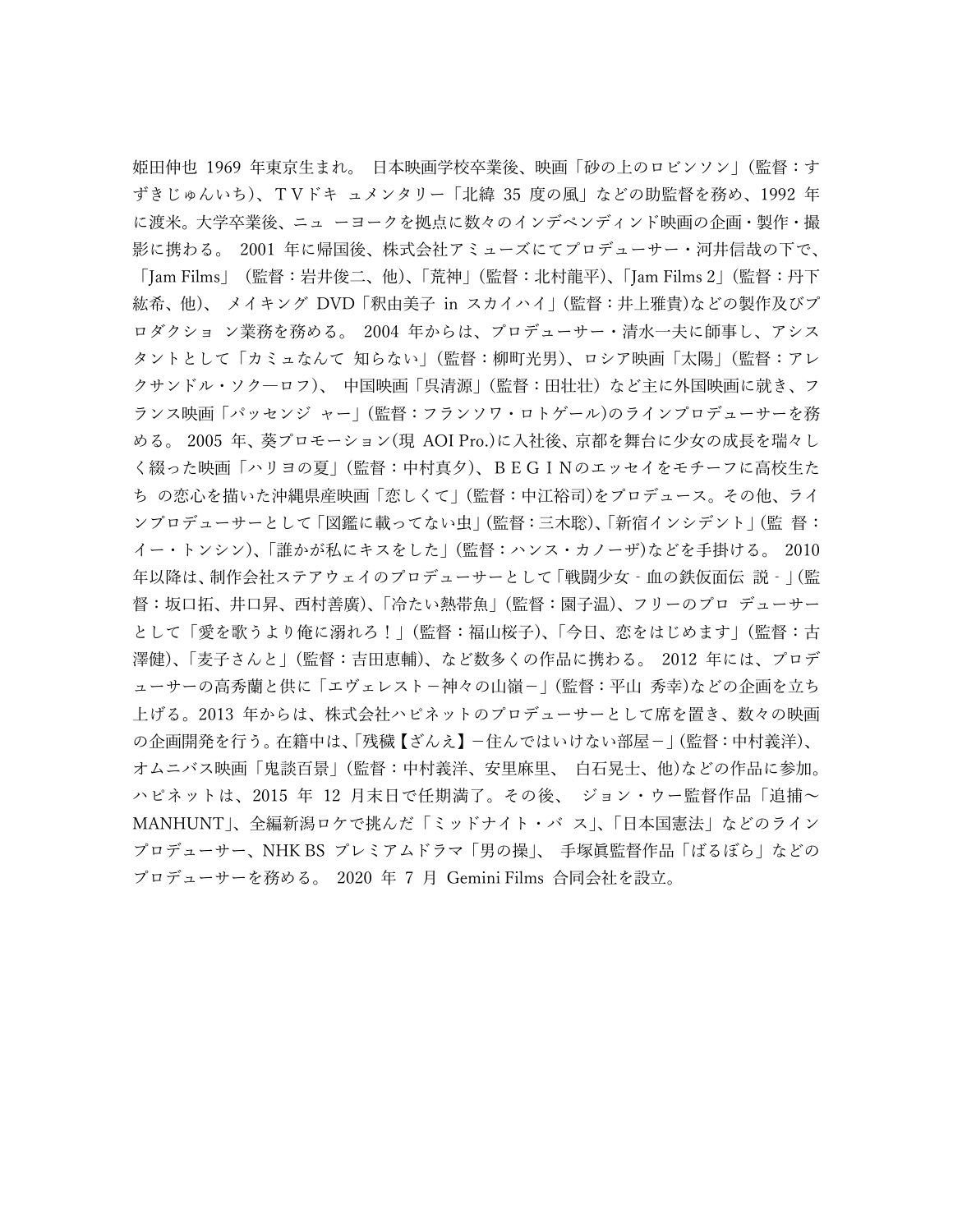姫田伸也 1969 年東京生まれ。 日本映画学校卒業後、映画「砂の上のロビンソン」(監督：すずきじゅんいち)、ＴＶドキ ュメンタリー「北緯 35 度の風」などの助監督を務め、1992 年に渡米。大学卒業後、ニュ ーヨークを拠点に数々のインデペンディンド映画の企画・製作・撮影に携わる。 2001 年に帰国後、株式会社アミューズにてプロデューサー・河井信哉の下で、「Jam Films」 (監督：岩井俊二、他)、「荒神」(監督：北村龍平)、「Jam Films 2」(監督：丹下紘希、他)、 メイキング DVD「釈由美子 in スカイハイ」(監督：井上雅貴)などの製作及びプロダクショ ン業務を務める。 2004 年からは、プロデューサー・清水一夫に師事し、アシスタントとして「カミュなんて 知らない」(監督：柳町光男)、ロシア映画「太陽」(監督：アレクサンドル・ソク―ロフ)、 中国映画「呉清源」(監督：田壮壮) など主に外国映画に就き、フランス映画「パッセンジ ャー」(監督：フランソワ・ロトゲール)のラインプロデューサーを務める。 2005 年、葵プロモーション(現 AOI Pro.)に入社後、京都を舞台に少女の成長を瑞々しく綴った映画「ハリヨの夏」(監督：中村真夕)、ＢＥＧＩＮのエッセイをモチーフに高校生たち の恋心を描いた沖縄県産映画「恋しくて」(監督：中江裕司)をプロデュース。その他、ラインプロデューサーとして「図鑑に載ってない虫」(監督：三木聡)、「新宿インシデント」(監 督：イー・トンシン)、「誰かが私にキスをした」(監督：ハンス・カノーザ)などを手掛ける。 2010 年以降は、制作会社ステアウェイのプロデューサーとして「戦闘少女 - 血の鉄仮面伝 説 - 」(監督：坂口拓、井口昇、西村善廣)、「冷たい熱帯魚」(監督：園子温)、フリーのプロ デューサーとして「愛を歌うより俺に溺れろ！」(監督：福山桜子)、「今日、恋をはじめます」(監督：古澤健)、「麦子さんと」(監督：吉田恵輔)、など数多くの作品に携わる。 2012 年には、プロデューサーの高秀蘭と供に「エヴェレスト－神々の山嶺－」(監督：平山 秀幸)などの企画を立ち上げる。2013 年からは、株式会社ハピネットのプロデューサーとして席を置き、数々の映画の企画開発を行う。在籍中は、「残穢【ざんえ】－住んではいけない部屋－」(監督：中村義洋)、オムニバス映画「鬼談百景」(監督：中村義洋、安里麻里、 白石晃士、他)などの作品に参加。ハピネットは、2015 年 12 月末日で任期満了。その後、 ジョン・ウー監督作品「追捕～MANHUNT」、全編新潟ロケで挑んだ「ミッドナイト・バ ス」、「日本国憲法」などのラインプロデューサー、NHK BS プレミアムドラマ「男の操」、 手塚眞監督作品「ばるぼら」などのプロデューサーを務める。 2020 年 7 月 Gemini Films 合同会社を設立。